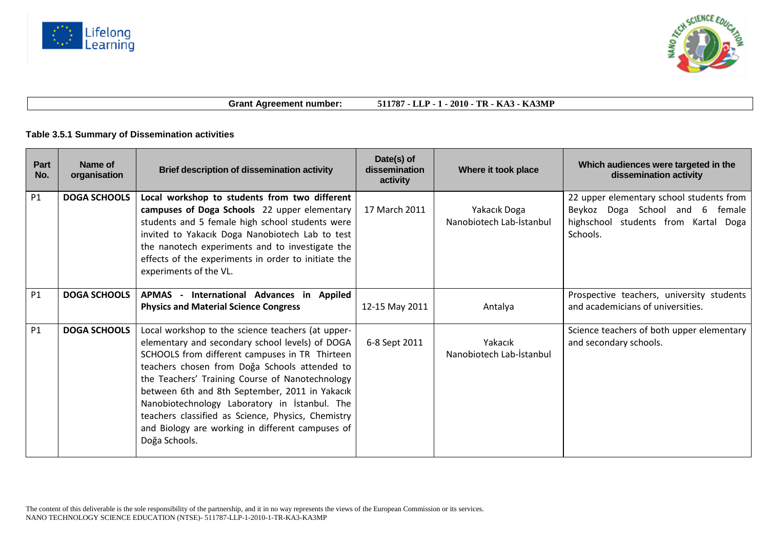**Grant Agreement number: 511787 - LLP - 1 - 2010 - TR - KA3 - KA3MP**

**Table 3.5.1 Summary of Dissemination activities**

| Part No. | Name of organisation | Brief description of dissemination activity | Date(s) of dissemination activity | Where it took place | Which audiences were targeted in the dissemination activity |
|---|---|---|---|---|---|
| P1 | **DOGA SCHOOLS** | **Local workshop to students from two different campuses of Doga Schools** 22 upper elementary students and 5 female high school students were invited to Yakacık Doga Nanobiotech Lab to test the nanotech experiments and to investigate the effects of the experiments in order to initiate the experiments of the VL. | 17 March 2011 | Yakacık Doga Nanobiotech Lab-İstanbul | 22 upper elementary school students from Beykoz Doga School and 6 female highschool students from Kartal Doga Schools. |
| P1 | **DOGA SCHOOLS** | **APMAS - International Advances in Appiled Physics and Material Science Congress** | 12-15 May 2011 | Antalya | Prospective teachers, university students and academicians of universities. |
| P1 | **DOGA SCHOOLS** | Local workshop to the science teachers (at upper-elementary and secondary school levels) of DOGA SCHOOLS from different campuses in TR Thirteen teachers chosen from Doğa Schools attended to the Teachers' Training Course of Nanotechnology between 6th and 8th September, 2011 in Yakacık Nanobiotechnology Laboratory in İstanbul. The teachers classified as Science, Physics, Chemistry and Biology are working in different campuses of Doğa Schools. | 6-8 Sept 2011 | Yakacık Nanobiotech Lab-İstanbul | Science teachers of both upper elementary and secondary schools. |

The content of this deliverable is the sole responsibility of the partnership, and it in no way represents the views of the European Commission or its services.
NANO TECHNOLOGY SCIENCE EDUCATION (NTSE)- 511787-LLP-1-2010-1-TR-KA3-KA3MP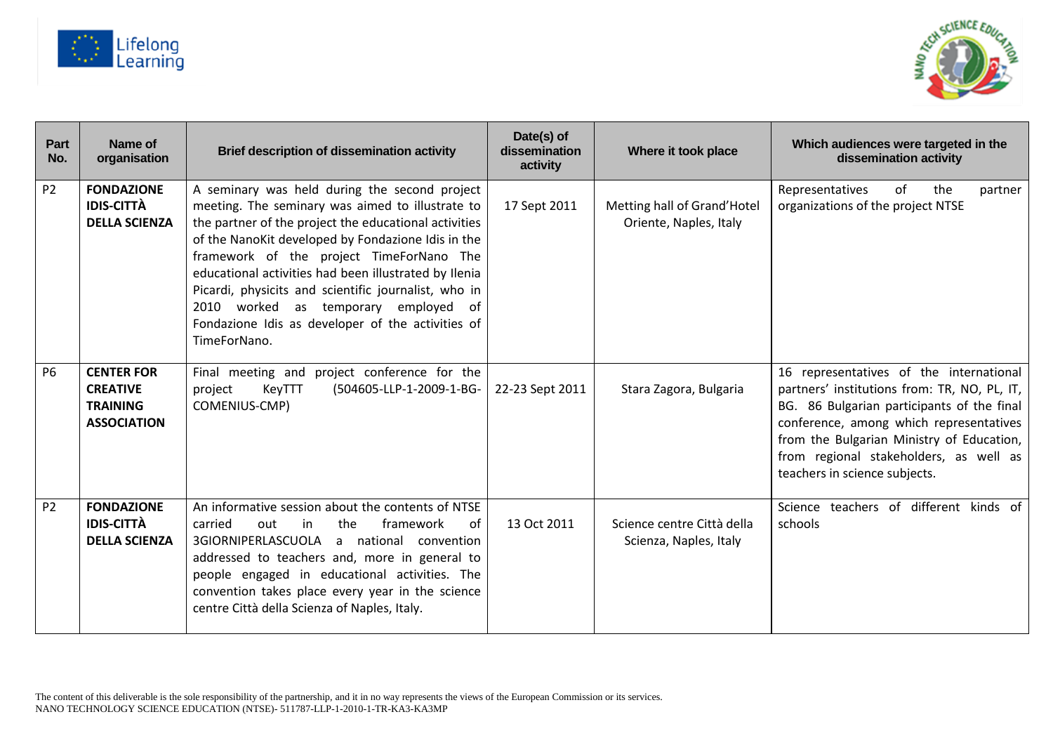| Part No. | Name of organisation | Brief description of dissemination activity | Date(s) of dissemination activity | Where it took place | Which audiences were targeted in the dissemination activity |
|---|---|---|---|---|---|
| P2 | **FONDAZIONE IDIS-CITTÀ DELLA SCIENZA** | A seminary was held during the second project meeting. The seminary was aimed to illustrate to the partner of the project the educational activities of the NanoKit developed by Fondazione Idis in the framework of the project TimeForNano The educational activities had been illustrated by Ilenia Picardi, physicits and scientific journalist, who in 2010 worked as temporary employed of Fondazione Idis as developer of the activities of TimeForNano. | 17 Sept 2011 | Metting hall of Grand'Hotel Oriente, Naples, Italy | Representatives of the partner organizations of the project NTSE |
| P6 | **CENTER FOR CREATIVE TRAINING ASSOCIATION** | Final meeting and project conference for the project KeyTTT (504605-LLP-1-2009-1-BG-COMENIUS-CMP) | 22-23 Sept 2011 | Stara Zagora, Bulgaria | 16 representatives of the international partners' institutions from: TR, NO, PL, IT, BG. 86 Bulgarian participants of the final conference, among which representatives from the Bulgarian Ministry of Education, from regional stakeholders, as well as teachers in science subjects. |
| P2 | **FONDAZIONE IDIS-CITTÀ DELLA SCIENZA** | An informative session about the contents of NTSE carried out in the framework of 3GIORNIPERLASCUOLA a national convention addressed to teachers and, more in general to people engaged in educational activities. The convention takes place every year in the science centre Città della Scienza of Naples, Italy. | 13 Oct 2011 | Science centre Città della Scienza, Naples, Italy | Science teachers of different kinds of schools |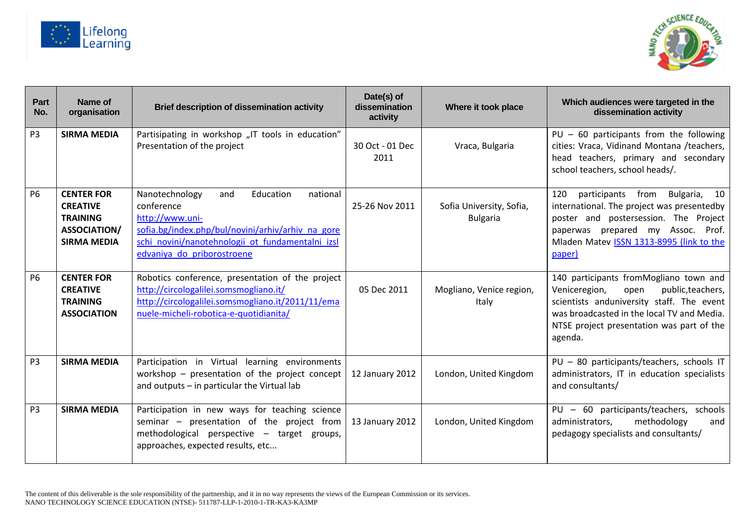| Part No. | Name of organisation | Brief description of dissemination activity | Date(s) of dissemination activity | Where it took place | Which audiences were targeted in the dissemination activity |
|---|---|---|---|---|---|
| P3 | **SIRMA MEDIA** | Partisipating in workshop „IT tools in education" Presentation of the project | 30 Oct - 01 Dec 2011 | Vraca, Bulgaria | PU – 60 participants from the following cities: Vraca, Vidinand Montana /teachers, head teachers, primary and secondary school teachers, school heads/. |
| P6 | **CENTER FOR CREATIVE TRAINING ASSOCIATION/ SIRMA MEDIA** | Nanotechnology and Education national conference http://www.uni-sofia.bg/index.php/bul/novini/arhiv/arhiv_na_gore schi_novini/nanotehnologii_ot_fundamentalni_izsl edvaniya_do_priborostroene | 25-26 Nov 2011 | Sofia University, Sofia, Bulgaria | 120 participants from Bulgaria, 10 international. The project was presentedby poster and postersession. The Project paperwas prepared my Assoc. Prof. Mladen Matev ISSN 1313-8995 (link to the paper) |
| P6 | **CENTER FOR CREATIVE TRAINING ASSOCIATION** | Robotics conference, presentation of the project http://circologalilei.somsmogliano.it/ http://circologalilei.somsmogliano.it/2011/11/emanuele-micheli-robotica-e-quotidianita/ | 05 Dec 2011 | Mogliano, Venice region, Italy | 140 participants fromMogliano town and Veniceregion, open public,teachers, scientists anduniversity staff. The event was broadcasted in the local TV and Media. NTSE project presentation was part of the agenda. |
| P3 | **SIRMA MEDIA** | Participation in Virtual learning environments workshop – presentation of the project concept and outputs – in particular the Virtual lab | 12 January 2012 | London, United Kingdom | PU – 80 participants/teachers, schools IT administrators, IT in education specialists and consultants/ |
| P3 | **SIRMA MEDIA** | Participation in new ways for teaching science seminar – presentation of the project from methodological perspective – target groups, approaches, expected results, etc... | 13 January 2012 | London, United Kingdom | PU – 60 participants/teachers, schools administrators, methodology and pedagogy specialists and consultants/ |

The content of this deliverable is the sole responsibility of the partnership, and it in no way represents the views of the European Commission or its services.
NANO TECHNOLOGY SCIENCE EDUCATION (NTSE)- 511787-LLP-1-2010-1-TR-KA3-KA3MP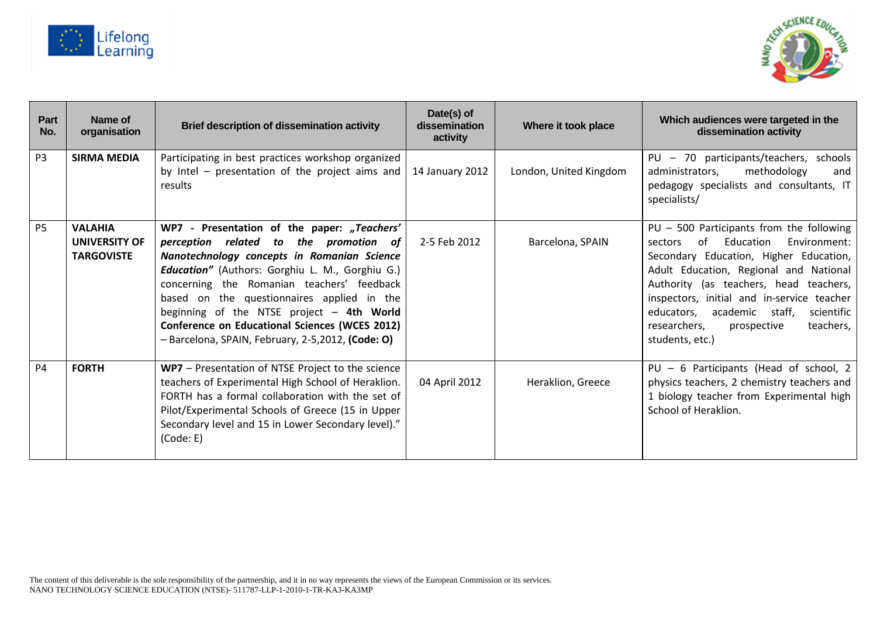| Part No. | Name of organisation | Brief description of dissemination activity | Date(s) of dissemination activity | Where it took place | Which audiences were targeted in the dissemination activity |
|---|---|---|---|---|---|
| P3 | **SIRMA MEDIA** | Participating in best practices workshop organized by Intel – presentation of the project aims and results | 14 January 2012 | London, United Kingdom | PU – 70 participants/teachers, schools administrators, methodology and pedagogy specialists and consultants, IT specialists/ |
| P5 | **VALAHIA UNIVERSITY OF TARGOVISTE** | **WP7 - Presentation of the paper: *„Teachers' perception related to the promotion of Nanotechnology concepts in Romanian Science Education"*** (Authors: Gorghiu L. M., Gorghiu G.) concerning the Romanian teachers' feedback based on the questionnaires applied in the beginning of the NTSE project – **4th World Conference on Educational Sciences (WCES 2012)** – Barcelona, SPAIN, February, 2-5,2012, **(Code: O)** | 2-5 Feb 2012 | Barcelona, SPAIN | PU – 500 Participants from the following sectors of Education Environment: Secondary Education, Higher Education, Adult Education, Regional and National Authority (as teachers, head teachers, inspectors, initial and in-service teacher educators, academic staff, scientific researchers, prospective teachers, students, etc.) |
| P4 | **FORTH** | **WP7** – Presentation of NTSE Project to the science teachers of Experimental High School of Heraklion. FORTH has a formal collaboration with the set of Pilot/Experimental Schools of Greece (15 in Upper Secondary level and 15 in Lower Secondary level)." (Code: E) | 04 April 2012 | Heraklion, Greece | PU – 6 Participants (Head of school, 2 physics teachers, 2 chemistry teachers and 1 biology teacher from Experimental high School of Heraklion. |

The content of this deliverable is the sole responsibility of the partnership, and it in no way represents the views of the European Commission or its services.
NANO TECHNOLOGY SCIENCE EDUCATION (NTSE)- 511787-LLP-1-2010-1-TR-KA3-KA3MP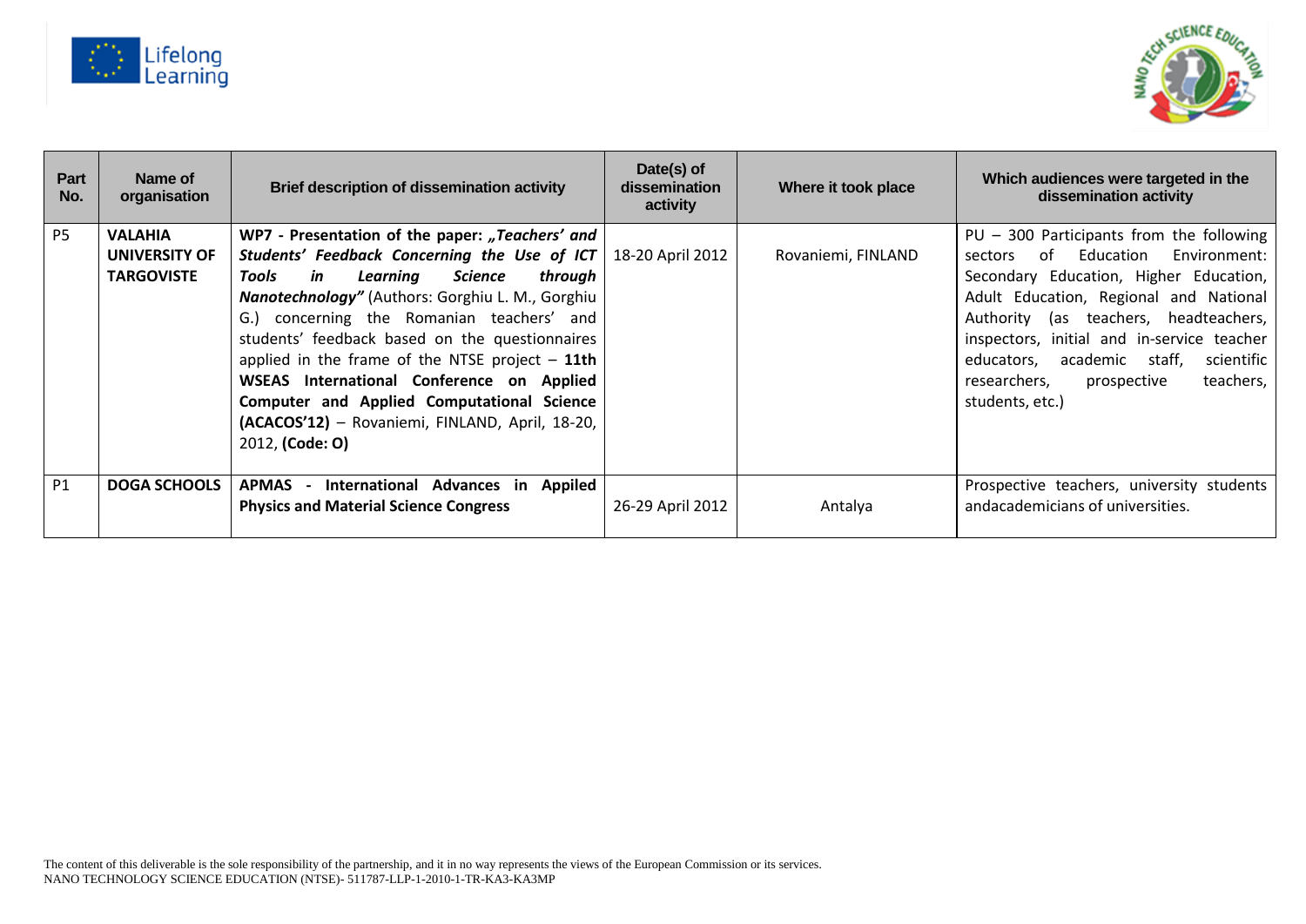| Part No. | Name of organisation | Brief description of dissemination activity | Date(s) of dissemination activity | Where it took place | Which audiences were targeted in the dissemination activity |
|---|---|---|---|---|---|
| P5 | **VALAHIA UNIVERSITY OF TARGOVISTE** | **WP7 - Presentation of the paper: *„Teachers' and Students' Feedback Concerning the Use of ICT Tools in Learning Science through Nanotechnology"*** (Authors: Gorghiu L. M., Gorghiu G.) concerning the Romanian teachers' and students' feedback based on the questionnaires applied in the frame of the NTSE project – **11th WSEAS International Conference on Applied Computer and Applied Computational Science (ACACOS'12)** – Rovaniemi, FINLAND, April, 18-20, 2012, **(Code: O)** | 18-20 April 2012 | Rovaniemi, FINLAND | PU – 300 Participants from the following sectors of Education Environment: Secondary Education, Higher Education, Adult Education, Regional and National Authority (as teachers, headteachers, inspectors, initial and in-service teacher educators, academic staff, scientific researchers, prospective teachers, students, etc.) |
| P1 | **DOGA SCHOOLS** | **APMAS - International Advances in Appiled Physics and Material Science Congress** | 26-29 April 2012 | Antalya | Prospective teachers, university students andacademicians of universities. |

The content of this deliverable is the sole responsibility of the partnership, and it in no way represents the views of the European Commission or its services.
NANO TECHNOLOGY SCIENCE EDUCATION (NTSE)- 511787-LLP-1-2010-1-TR-KA3-KA3MP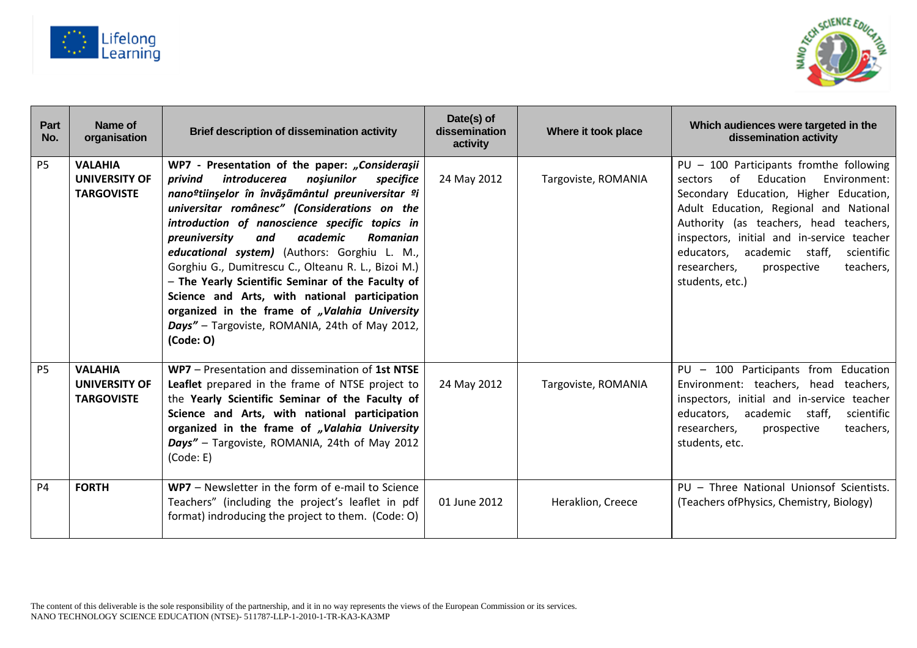| Part No. | Name of organisation | Brief description of dissemination activity | Date(s) of dissemination activity | Where it took place | Which audiences were targeted in the dissemination activity |
|---|---|---|---|---|---|
| P5 | **VALAHIA UNIVERSITY OF TARGOVISTE** | **WP7 - Presentation of the paper: *„Considerașii privind introducerea noșiunilor specifice nanoºtiinșelor în învãșãmântul preuniversitar ºi universitar românesc" (Considerations on the introduction of nanoscience specific topics in preuniversity and academic Romanian educational system)*** (Authors: Gorghiu L. M., Gorghiu G., Dumitrescu C., Olteanu R. L., Bizoi M.) – **The Yearly Scientific Seminar of the Faculty of Science and Arts, with national participation organized in the frame of *„Valahia University Days"*** – Targoviste, ROMANIA, 24th of May 2012, **(Code: O)** | 24 May 2012 | Targoviste, ROMANIA | PU – 100 Participants fromthe following sectors of Education Environment: Secondary Education, Higher Education, Adult Education, Regional and National Authority (as teachers, head teachers, inspectors, initial and in-service teacher educators, academic staff, scientific researchers, prospective teachers, students, etc.) |
| P5 | **VALAHIA UNIVERSITY OF TARGOVISTE** | **WP7** – Presentation and dissemination of **1st NTSE Leaflet** prepared in the frame of NTSE project to the **Yearly Scientific Seminar of the Faculty of Science and Arts, with national participation organized in the frame of *„Valahia University Days"*** – Targoviste, ROMANIA, 24th of May 2012 (Code: E) | 24 May 2012 | Targoviste, ROMANIA | PU – 100 Participants from Education Environment: teachers, head teachers, inspectors, initial and in-service teacher educators, academic staff, scientific researchers, prospective teachers, students, etc. |
| P4 | **FORTH** | **WP7** – Newsletter in the form of e-mail to Science Teachers" (including the project's leaflet in pdf format) indroducing the project to them. (Code: O) | 01 June 2012 | Heraklion, Creece | PU – Three National Unionsof Scientists. (Teachers ofPhysics, Chemistry, Biology) |

The content of this deliverable is the sole responsibility of the partnership, and it in no way represents the views of the European Commission or its services.
NANO TECHNOLOGY SCIENCE EDUCATION (NTSE)- 511787-LLP-1-2010-1-TR-KA3-KA3MP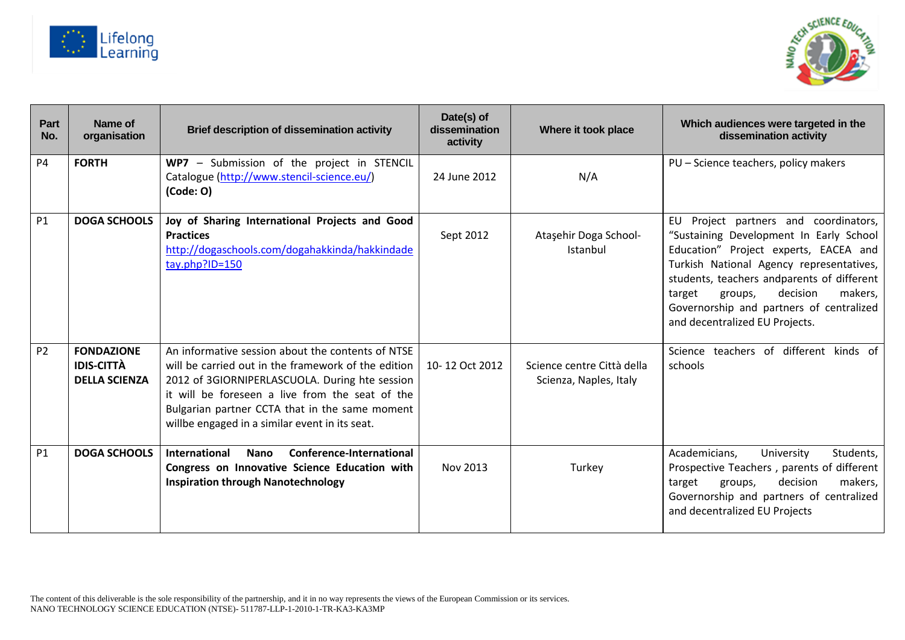| Part No. | Name of organisation | Brief description of dissemination activity | Date(s) of dissemination activity | Where it took place | Which audiences were targeted in the dissemination activity |
|---|---|---|---|---|---|
| P4 | **FORTH** | **WP7** – Submission of the project in STENCIL Catalogue (http://www.stencil-science.eu/) **(Code: O)** | 24 June 2012 | N/A | PU – Science teachers, policy makers |
| P1 | **DOGA SCHOOLS** | **Joy of Sharing International Projects and Good Practices** http://dogaschools.com/dogahakkinda/hakkindadetay.php?ID=150 | Sept 2012 | Ataşehir Doga School-Istanbul | EU Project partners and coordinators, "Sustaining Development In Early School Education" Project experts, EACEA and Turkish National Agency representatives, students, teachers andparents of different target groups, decision makers, Governorship and partners of centralized and decentralized EU Projects. |
| P2 | **FONDAZIONE IDIS-CITTÀ DELLA SCIENZA** | An informative session about the contents of NTSE will be carried out in the framework of the edition 2012 of 3GIORNIPERLASCUOLA. During hte session it will be foreseen a live from the seat of the Bulgarian partner CCTA that in the same moment willbe engaged in a similar event in its seat. | 10- 12 Oct 2012 | Science centre Città della Scienza, Naples, Italy | Science teachers of different kinds of schools |
| P1 | **DOGA SCHOOLS** | **International Nano Conference-International Congress on Innovative Science Education with Inspiration through Nanotechnology** | Nov 2013 | Turkey | Academicians, University Students, Prospective Teachers , parents of different target groups, decision makers, Governorship and partners of centralized and decentralized EU Projects |

The content of this deliverable is the sole responsibility of the partnership, and it in no way represents the views of the European Commission or its services.
NANO TECHNOLOGY SCIENCE EDUCATION (NTSE)- 511787-LLP-1-2010-1-TR-KA3-KA3MP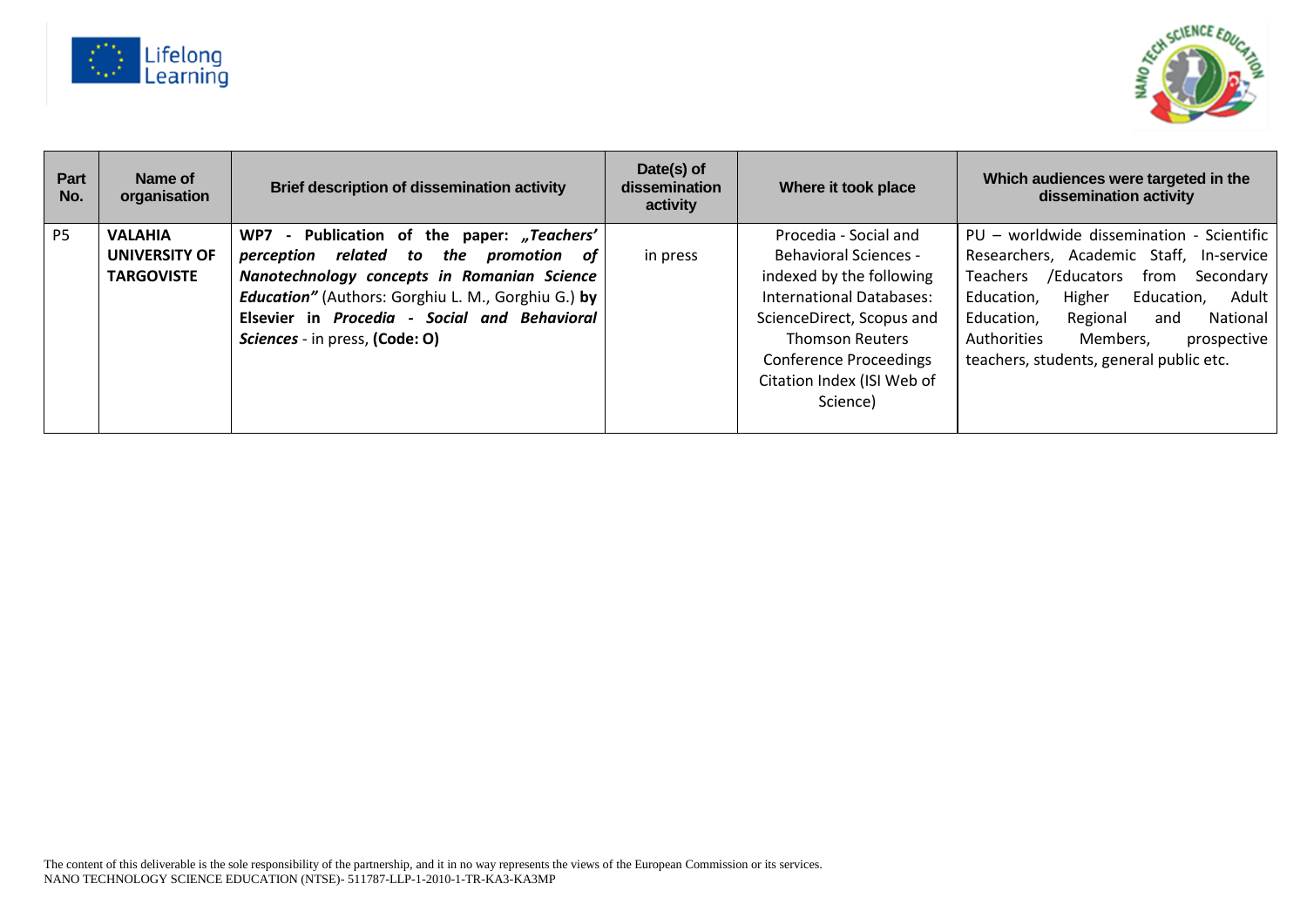| Part No. | Name of organisation | Brief description of dissemination activity | Date(s) of dissemination activity | Where it took place | Which audiences were targeted in the dissemination activity |
|---|---|---|---|---|---|
| P5 | **VALAHIA UNIVERSITY OF TARGOVISTE** | **WP7 - Publication of the paper: *„Teachers' perception related to the promotion of Nanotechnology concepts in Romanian Science Education"*** (Authors: Gorghiu L. M., Gorghiu G.) **by Elsevier in *Procedia - Social and Behavioral Sciences*** - in press, **(Code: O)** | in press | Procedia - Social and Behavioral Sciences - indexed by the following International Databases: ScienceDirect, Scopus and Thomson Reuters Conference Proceedings Citation Index (ISI Web of Science) | PU – worldwide dissemination - Scientific Researchers, Academic Staff, In-service Teachers /Educators from Secondary Education, Higher Education, Adult Education, Regional and National Authorities Members, prospective teachers, students, general public etc. |

The content of this deliverable is the sole responsibility of the partnership, and it in no way represents the views of the European Commission or its services.
NANO TECHNOLOGY SCIENCE EDUCATION (NTSE)- 511787-LLP-1-2010-1-TR-KA3-KA3MP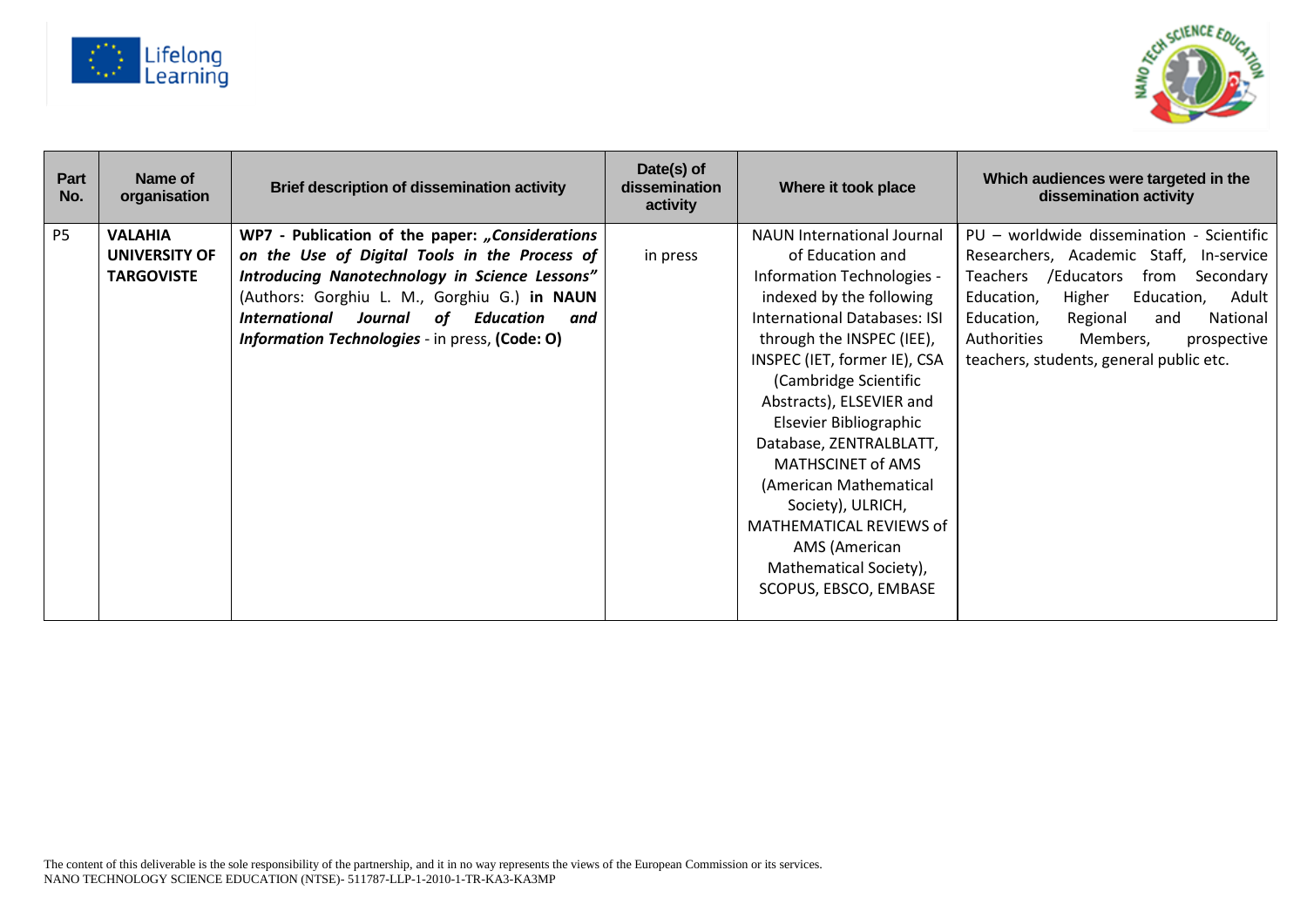| Part No. | Name of organisation | Brief description of dissemination activity | Date(s) of dissemination activity | Where it took place | Which audiences were targeted in the dissemination activity |
|---|---|---|---|---|---|
| P5 | **VALAHIA UNIVERSITY OF TARGOVISTE** | **WP7 - Publication of the paper: *„Considerations on the Use of Digital Tools in the Process of Introducing Nanotechnology in Science Lessons"*** (Authors: Gorghiu L. M., Gorghiu G.) **in NAUN *International Journal of Education and Information Technologies*** - in press, **(Code: O)** | in press | NAUN International Journal of Education and Information Technologies - indexed by the following International Databases: ISI through the INSPEC (IEE), INSPEC (IET, former IE), CSA (Cambridge Scientific Abstracts), ELSEVIER and Elsevier Bibliographic Database, ZENTRALBLATT, MATHSCINET of AMS (American Mathematical Society), ULRICH, MATHEMATICAL REVIEWS of AMS (American Mathematical Society), SCOPUS, EBSCO, EMBASE | PU – worldwide dissemination - Scientific Researchers, Academic Staff, In-service Teachers /Educators from Secondary Education, Higher Education, Adult Education, Regional and National Authorities Members, prospective teachers, students, general public etc. |